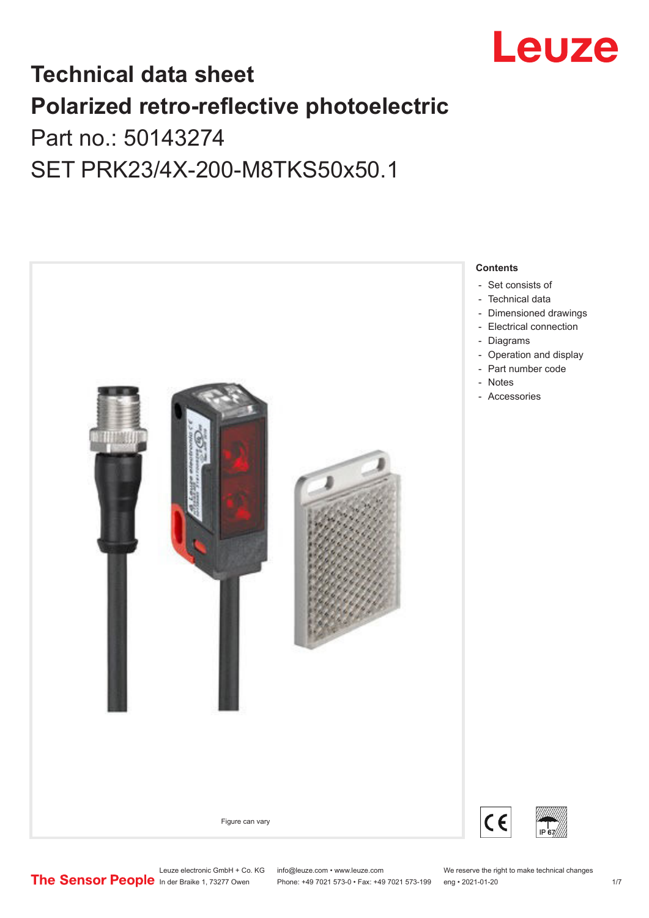# Technical data sheet

# Polarized retro-reflective photoelectric

Part no.: 50143274

SET PRK23/4X-200-M8TKS50x50.1

Figure can vary

**Contents**

- Set consists of
- Technical data
- Dimensioned drawings
- Electrical connection
- Diagrams
- Operation and display
- Part number code
- Notes
- Accessories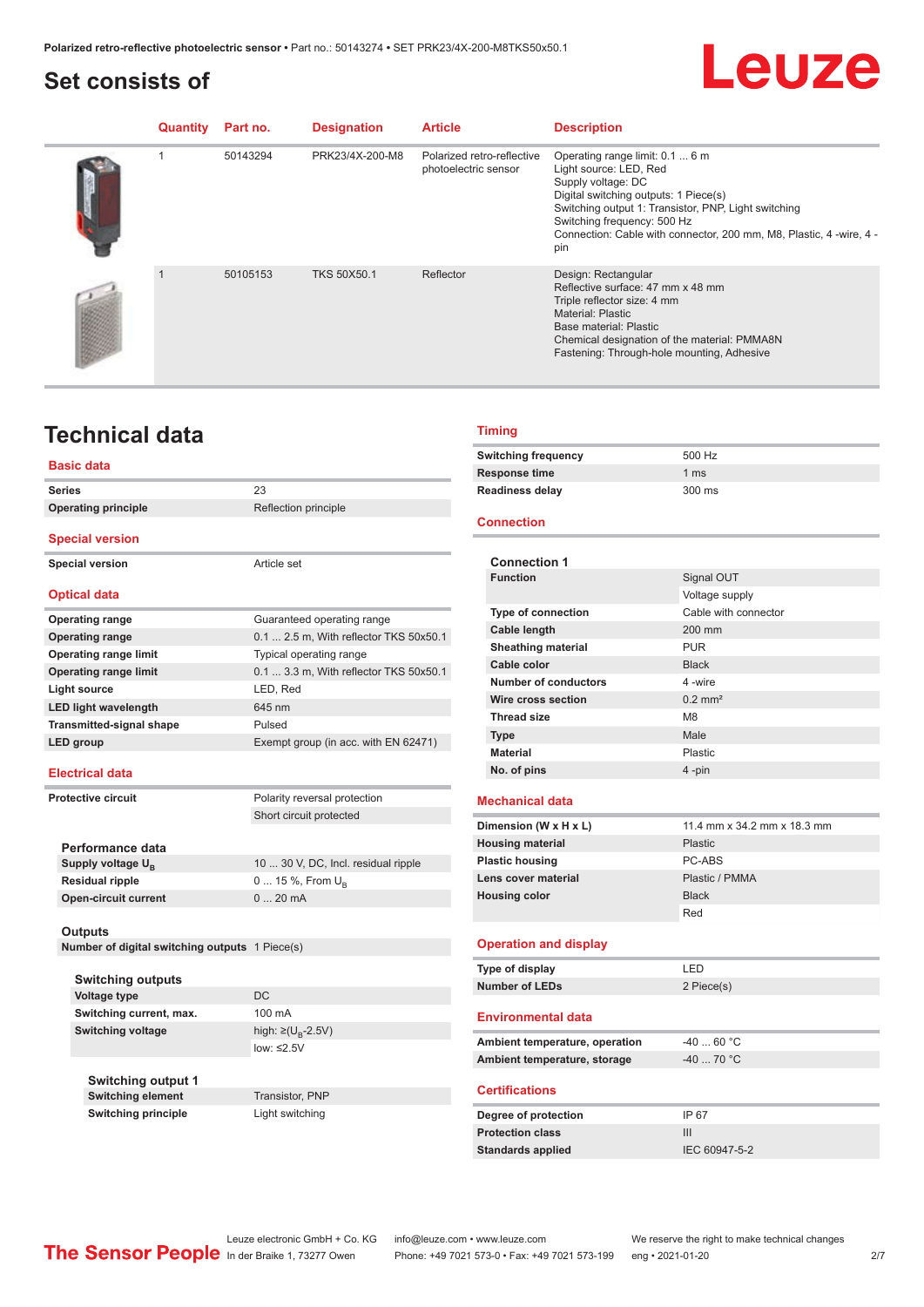# Set consists of

| Quantity | Part no. | Designation | Article | Description |
|---|---|---|---|---|
| 1 | 50143294 | PRK23/4X-200-M8 | Polarized retro-reflective photoelectric sensor | Operating range limit: 0.1 ... 6 m<br>Light source: LED, Red<br>Supply voltage: DC<br>Digital switching outputs: 1 Piece(s)<br>Switching output 1: Transistor, PNP, Light switching<br>Switching frequency: 500 Hz<br>Connection: Cable with connector, 200 mm, M8, Plastic, 4 -wire, 4 -pin |
| 1 | 50105153 | TKS 50X50.1 | Reflector | Design: Rectangular<br>Reflective surface: 47 mm x 48 mm<br>Triple reflector size: 4 mm<br>Material: Plastic<br>Base material: Plastic<br>Chemical designation of the material: PMMA8N<br>Fastening: Through-hole mounting, Adhesive |

# Technical data

## Basic data

| | |
|---|---|
| **Series** | 23 |
| **Operating principle** | Reflection principle |

## Special version

| | |
|---|---|
| **Special version** | Article set |

## Optical data

| | |
|---|---|
| **Operating range** | Guaranteed operating range |
| **Operating range** | 0.1 ... 2.5 m, With reflector TKS 50x50.1 |
| **Operating range limit** | Typical operating range |
| **Operating range limit** | 0.1 ... 3.3 m, With reflector TKS 50x50.1 |
| **Light source** | LED, Red |
| **LED light wavelength** | 645 nm |
| **Transmitted-signal shape** | Pulsed |
| **LED group** | Exempt group (in acc. with EN 62471) |

## Electrical data

| | |
|---|---|
| **Protective circuit** | Polarity reversal protection |
| | Short circuit protected |

### Performance data

| | |
|---|---|
| **Supply voltage $U_B$** | 10 ... 30 V, DC, Incl. residual ripple |
| **Residual ripple** | 0 ... 15 %, From $U_B$ |
| **Open-circuit current** | 0 ... 20 mA |

### Outputs

| | |
|---|---|
| **Number of digital switching outputs** | 1 Piece(s) |

### Switching outputs

| | |
|---|---|
| **Voltage type** | DC |
| **Switching current, max.** | 100 mA |
| **Switching voltage** | high: ≥($U_B$-2.5V) |
| | low: ≤2.5V |

### Switching output 1

| | |
|---|---|
| **Switching element** | Transistor, PNP |
| **Switching principle** | Light switching |

## Timing

| | |
|---|---|
| **Switching frequency** | 500 Hz |
| **Response time** | 1 ms |
| **Readiness delay** | 300 ms |

## Connection

### Connection 1

| | |
|---|---|
| **Function** | Signal OUT |
| | Voltage supply |
| **Type of connection** | Cable with connector |
| **Cable length** | 200 mm |
| **Sheathing material** | PUR |
| **Cable color** | Black |
| **Number of conductors** | 4 -wire |
| **Wire cross section** | 0.2 mm² |
| **Thread size** | M8 |
| **Type** | Male |
| **Material** | Plastic |
| **No. of pins** | 4 -pin |

## Mechanical data

| | |
|---|---|
| **Dimension (W x H x L)** | 11.4 mm x 34.2 mm x 18.3 mm |
| **Housing material** | Plastic |
| **Plastic housing** | PC-ABS |
| **Lens cover material** | Plastic / PMMA |
| **Housing color** | Black |
| | Red |

## Operation and display

| | |
|---|---|
| **Type of display** | LED |
| **Number of LEDs** | 2 Piece(s) |

## Environmental data

| | |
|---|---|
| **Ambient temperature, operation** | -40 ... 60 °C |
| **Ambient temperature, storage** | -40 ... 70 °C |

## Certifications

| | |
|---|---|
| **Degree of protection** | IP 67 |
| **Protection class** | III |
| **Standards applied** | IEC 60947-5-2 |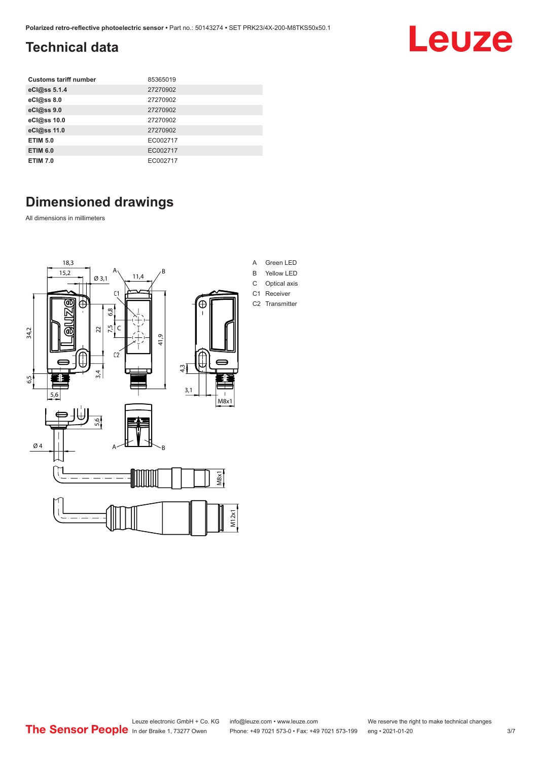## Technical data

| | |
|---|---|
| **Customs tariff number** | 85365019 |
| **eCl@ss 5.1.4** | 27270902 |
| **eCl@ss 8.0** | 27270902 |
| **eCl@ss 9.0** | 27270902 |
| **eCl@ss 10.0** | 27270902 |
| **eCl@ss 11.0** | 27270902 |
| **ETIM 5.0** | EC002717 |
| **ETIM 6.0** | EC002717 |
| **ETIM 7.0** | EC002717 |

## Dimensioned drawings

All dimensions in millimeters

- A Green LED
- B Yellow LED
- C Optical axis
- C1 Receiver
- C2 Transmitter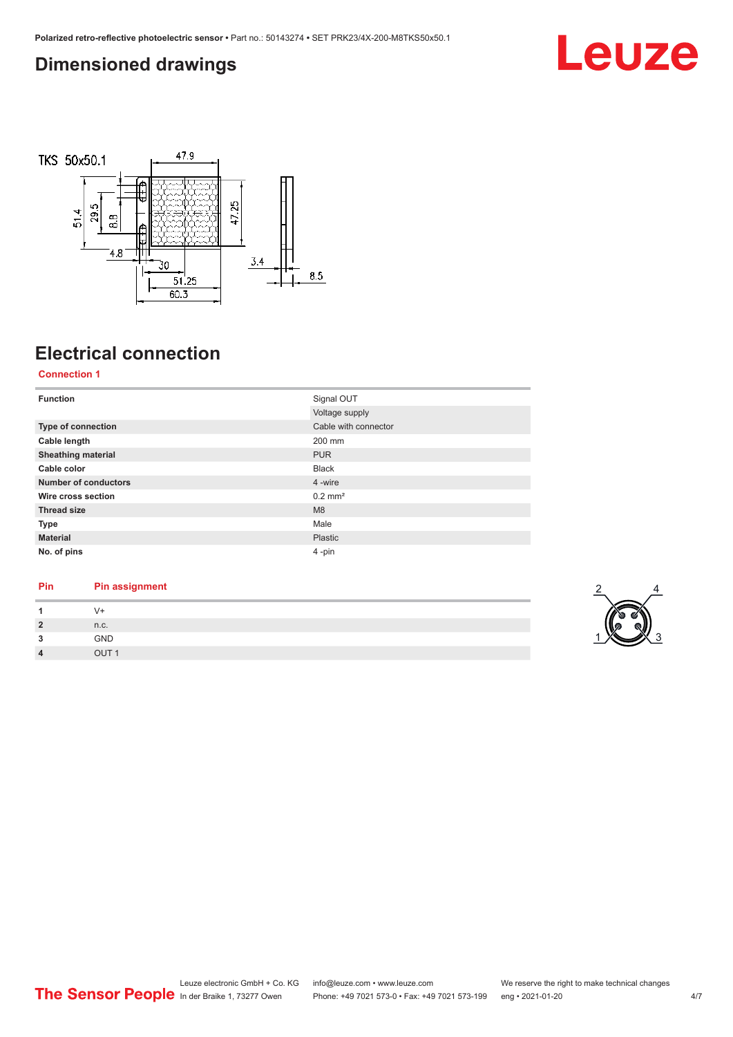## Dimensioned drawings

## Electrical connection

**Connection 1**

| | |
|---|---|
| **Function** | Signal OUT<br>Voltage supply |
| **Type of connection** | Cable with connector |
| **Cable length** | 200 mm |
| **Sheathing material** | PUR |
| **Cable color** | Black |
| **Number of conductors** | 4 -wire |
| **Wire cross section** | 0.2 mm² |
| **Thread size** | M8 |
| **Type** | Male |
| **Material** | Plastic |
| **No. of pins** | 4 -pin |

| Pin | Pin assignment |
|---|---|
| **1** | V+ |
| **2** | n.c. |
| **3** | GND |
| **4** | OUT 1 |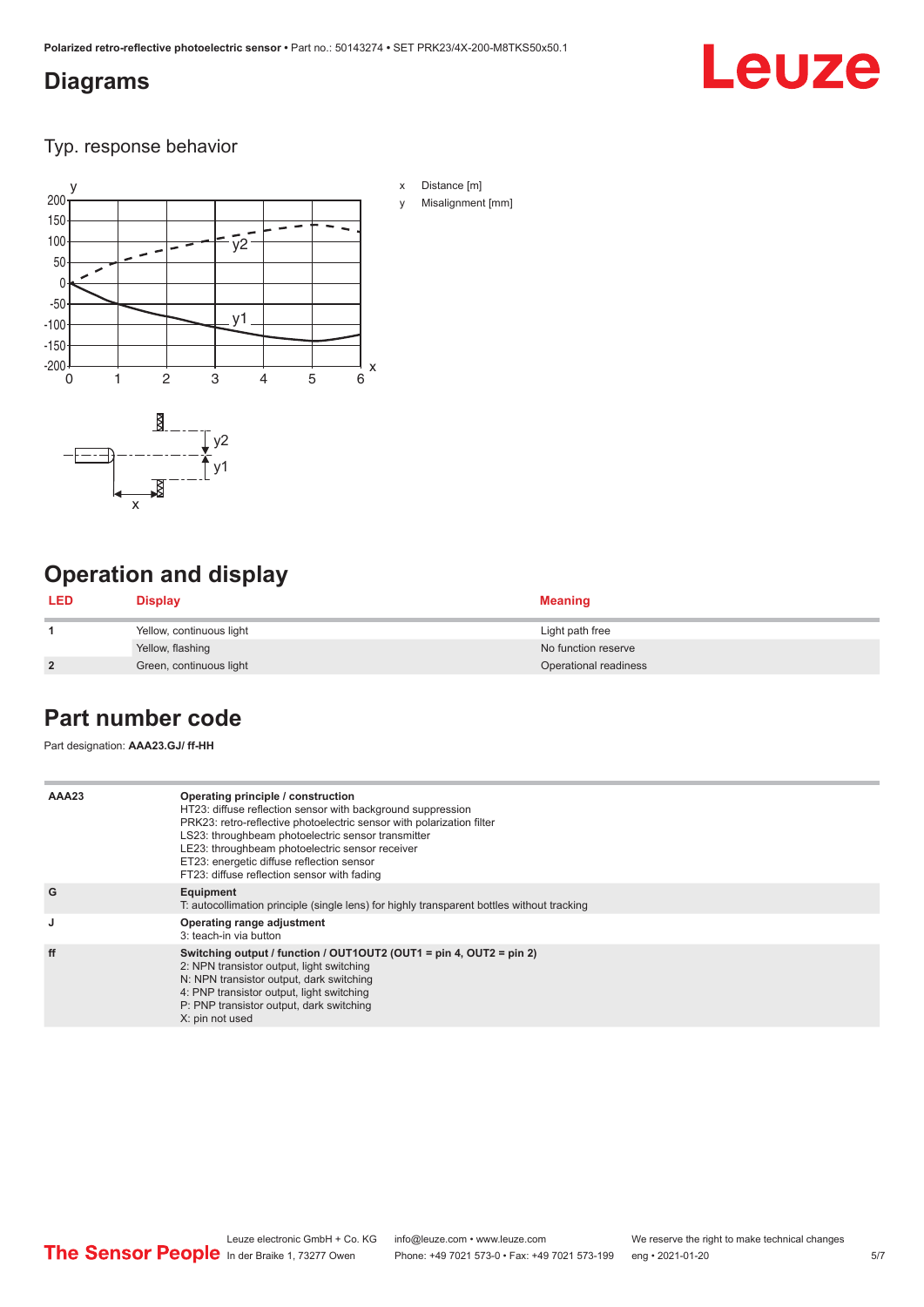## Diagrams

### Typ. response behavior

x Distance [m]

y Misalignment [mm]

## Operation and display

| LED | Display | Meaning |
| --- | --- | --- |
| 1 | Yellow, continuous light | Light path free |
| | Yellow, flashing | No function reserve |
| 2 | Green, continuous light | Operational readiness |

## Part number code

Part designation: **AAA23.GJ/ ff-HH**

| | |
| --- | --- |
| AAA23 | **Operating principle / construction**<br>HT23: diffuse reflection sensor with background suppression<br>PRK23: retro-reflective photoelectric sensor with polarization filter<br>LS23: throughbeam photoelectric sensor transmitter<br>LE23: throughbeam photoelectric sensor receiver<br>ET23: energetic diffuse reflection sensor<br>FT23: diffuse reflection sensor with fading |
| G | **Equipment**<br>T: autocollimation principle (single lens) for highly transparent bottles without tracking |
| J | **Operating range adjustment**<br>3: teach-in via button |
| ff | **Switching output / function / OUT1OUT2 (OUT1 = pin 4, OUT2 = pin 2)**<br>2: NPN transistor output, light switching<br>N: NPN transistor output, dark switching<br>4: PNP transistor output, light switching<br>P: PNP transistor output, dark switching<br>X: pin not used |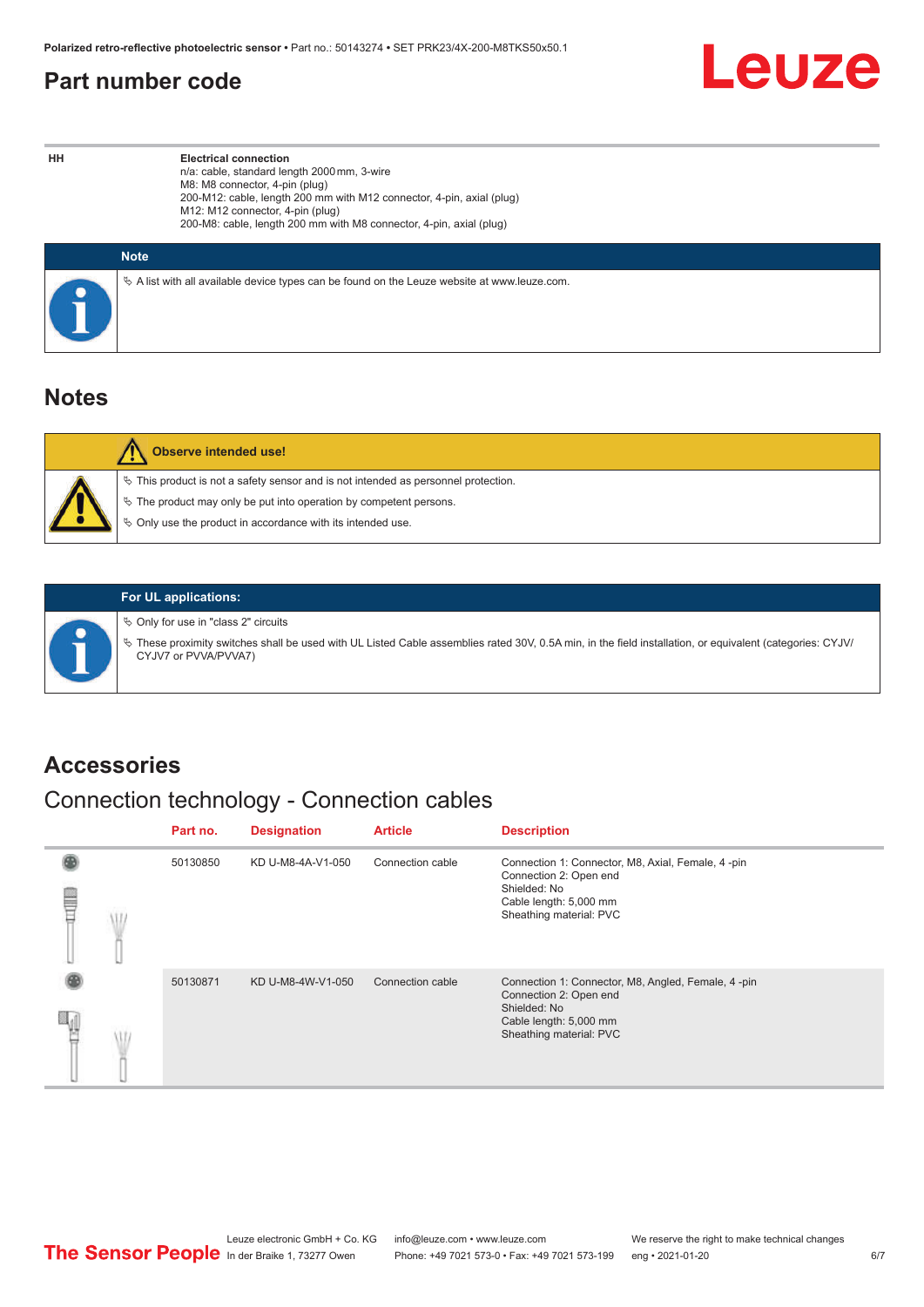## Part number code

| HH | Electrical connection |
|---|---|
| | n/a: cable, standard length 2000 mm, 3-wire<br>M8: M8 connector, 4-pin (plug)<br>200-M12: cable, length 200 mm with M12 connector, 4-pin, axial (plug)<br>M12: M12 connector, 4-pin (plug)<br>200-M8: cable, length 200 mm with M8 connector, 4-pin, axial (plug) |

**Note**

- A list with all available device types can be found on the Leuze website at www.leuze.com.

## Notes

**Observe intended use!**

- This product is not a safety sensor and is not intended as personnel protection.
- The product may only be put into operation by competent persons.
- Only use the product in accordance with its intended use.

**For UL applications:**

- Only for use in "class 2" circuits
- These proximity switches shall be used with UL Listed Cable assemblies rated 30V, 0.5A min, in the field installation, or equivalent (categories: CYJV/CYJV7 or PVVA/PVVA7)

## Accessories

### Connection technology - Connection cables

| Part no. | Designation | Article | Description |
|---|---|---|---|
| 50130850 | KD U-M8-4A-V1-050 | Connection cable | Connection 1: Connector, M8, Axial, Female, 4 -pin<br>Connection 2: Open end<br>Shielded: No<br>Cable length: 5,000 mm<br>Sheathing material: PVC |
| 50130871 | KD U-M8-4W-V1-050 | Connection cable | Connection 1: Connector, M8, Angled, Female, 4 -pin<br>Connection 2: Open end<br>Shielded: No<br>Cable length: 5,000 mm<br>Sheathing material: PVC |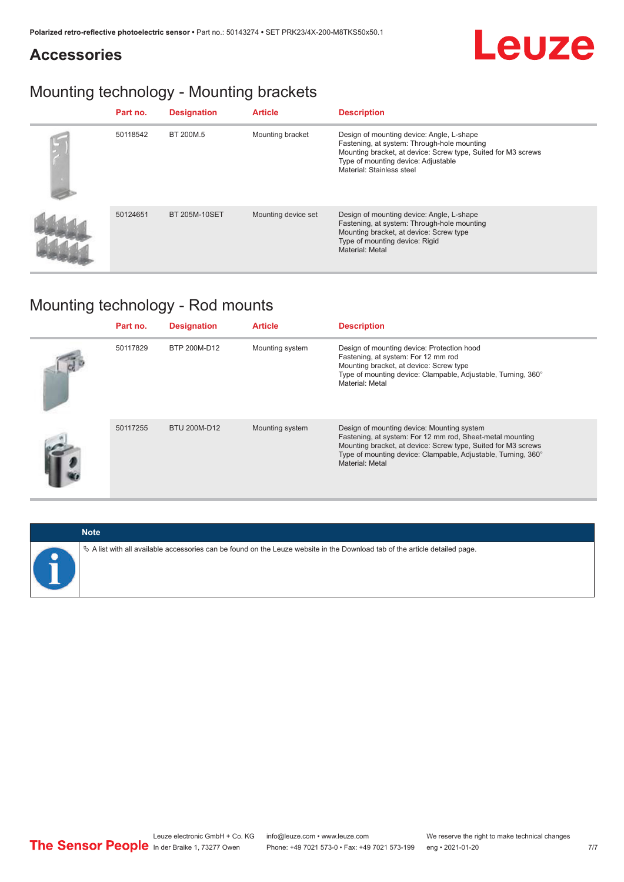## Accessories

## Mounting technology - Mounting brackets

| | Part no. | Designation | Article | Description |
|---|---|---|---|---|
| | 50118542 | BT 200M.5 | Mounting bracket | Design of mounting device: Angle, L-shape<br>Fastening, at system: Through-hole mounting<br>Mounting bracket, at device: Screw type, Suited for M3 screws<br>Type of mounting device: Adjustable<br>Material: Stainless steel |
| | 50124651 | BT 205M-10SET | Mounting device set | Design of mounting device: Angle, L-shape<br>Fastening, at system: Through-hole mounting<br>Mounting bracket, at device: Screw type<br>Type of mounting device: Rigid<br>Material: Metal |

## Mounting technology - Rod mounts

| | Part no. | Designation | Article | Description |
|---|---|---|---|---|
| | 50117829 | BTP 200M-D12 | Mounting system | Design of mounting device: Protection hood<br>Fastening, at system: For 12 mm rod<br>Mounting bracket, at device: Screw type<br>Type of mounting device: Clampable, Adjustable, Turning, 360°<br>Material: Metal |
| | 50117255 | BTU 200M-D12 | Mounting system | Design of mounting device: Mounting system<br>Fastening, at system: For 12 mm rod, Sheet-metal mounting<br>Mounting bracket, at device: Screw type, Suited for M3 screws<br>Type of mounting device: Clampable, Adjustable, Turning, 360°<br>Material: Metal |

**Note**

↳ A list with all available accessories can be found on the Leuze website in the Download tab of the article detailed page.